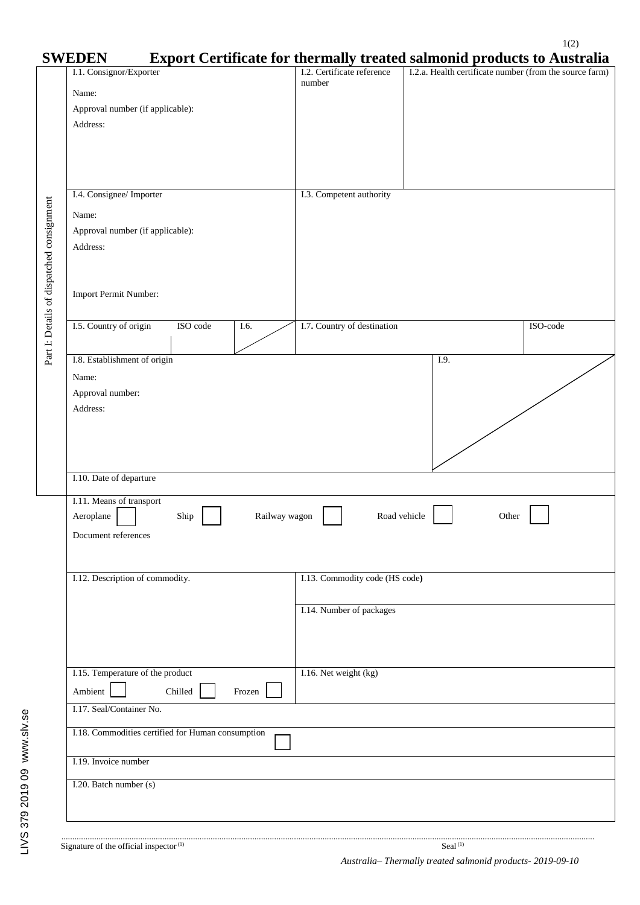# SWEDEN Export Certificate for thermally treated salmonid products to Australia

**Part I: Details of dispatched consignment**

| | | |
|---|---|---|
| I.1. Consignor/Exporter<br>Name:<br>Approval number (if applicable):<br>Address: | I.2. Certificate reference number | I.2.a. Health certificate number (from the source farm) |
| I.4. Consignee/ Importer<br>Name:<br>Approval number (if applicable):<br>Address:<br><br>Import Permit Number: | I.3. Competent authority | |
| I.5. Country of origin / ISO code / I.6. | I.7. Country of destination | ISO-code |
| I.8. Establishment of origin<br>Name:<br>Approval number:<br>Address: | | I.9. |
| I.10. Date of departure | | |
| I.11. Means of transport<br>Aeroplane ☐ Ship ☐ Railway wagon ☐ Road vehicle ☐ Other ☐<br>Document references | | |
| I.12. Description of commodity. | I.13. Commodity code (HS code) | |
| | I.14. Number of packages | |
| I.15. Temperature of the product<br>Ambient ☐ Chilled ☐ Frozen ☐ | I.16. Net weight (kg) | |
| I.17. Seal/Container No. | | |
| I.18. Commodities certified for Human consumption ☐ | | |
| I.19. Invoice number | | |
| I.20. Batch number (s) | | |

.............................................................................................................................................................................

Signature of the official inspector [(1)] Seal [(1)]

*Australia– Thermally treated salmonid products- 2019-09-10*

LIVS 379 2019 09 www.slv.se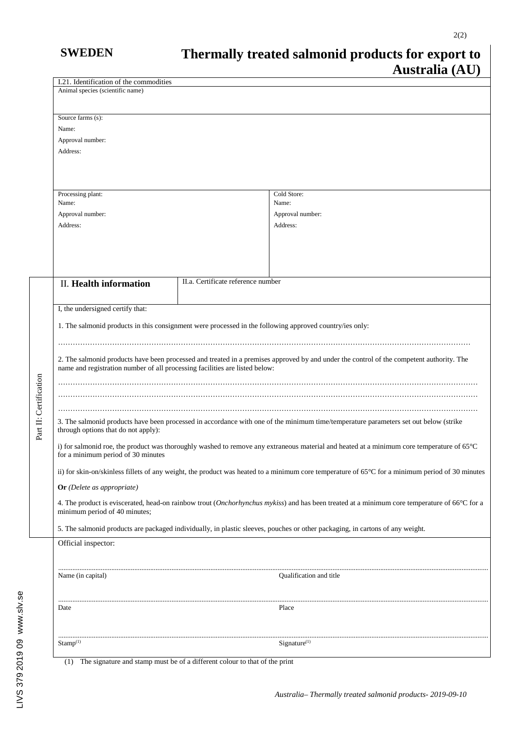# SWEDEN

# Thermally treated salmonid products for export to Australia (AU)

I.21. Identification of the commodities

Animal species (scientific name)

Source farms (s):

Name:

Approval number:

Address:

| Processing plant: | Cold Store: |
| --- | --- |
| Name: | Name: |
| Approval number: | Approval number: |
| Address: | Address: |

Part II: Certification

| II. **Health information** | II.a. Certificate reference number |
| --- | --- |

I, the undersigned certify that:

1. The salmonid products in this consignment were processed in the following approved country/ies only:

…………………………………………………………………………………………………………………………………………

2. The salmonid products have been processed and treated in a premises approved by and under the control of the competent authority. The name and registration number of all processing facilities are listed below:

…………………………………………………………………………………………………………………………………………

…………………………………………………………………………………………………………………………………………

…………………………………………………………………………………………………………………………………………

3. The salmonid products have been processed in accordance with one of the minimum time/temperature parameters set out below (strike through options that do not apply):

i) for salmonid roe, the product was thoroughly washed to remove any extraneous material and heated at a minimum core temperature of 65°C for a minimum period of 30 minutes

ii) for skin-on/skinless fillets of any weight, the product was heated to a minimum core temperature of 65°C for a minimum period of 30 minutes

**Or** *(Delete as appropriate)*

4. The product is eviscerated, head-on rainbow trout (*Onchorhynchus mykiss*) and has been treated at a minimum core temperature of 66°C for a minimum period of 40 minutes;

5. The salmonid products are packaged individually, in plastic sleeves, pouches or other packaging, in cartons of any weight.

Official inspector:

| Name (in capital) | Qualification and title |
| --- | --- |
| Date | Place |
| Stamp[1] | Signature[1] |

(1) The signature and stamp must be of a different colour to that of the print

LIVS 379 2019 09 www.slv.se

*Australia– Thermally treated salmonid products- 2019-09-10*